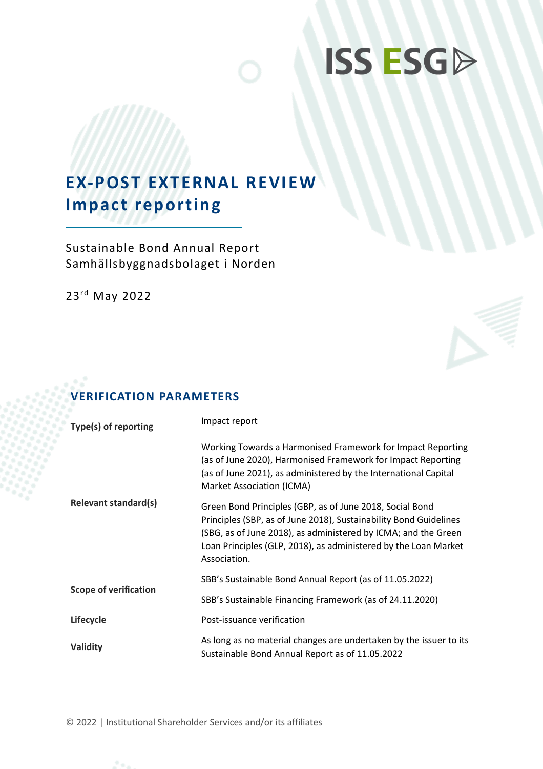ISS ESG

# EX-POST EXTERNAL REVIEW
# Impact reporting

Sustainable Bond Annual Report
Samhällsbyggnadsbolaget i Norden

23rd May 2022

## VERIFICATION PARAMETERS

| | |
|---|---|
| **Type(s) of reporting** | Impact report |
| **Relevant standard(s)** | Working Towards a Harmonised Framework for Impact Reporting (as of June 2020), Harmonised Framework for Impact Reporting (as of June 2021), as administered by the International Capital Market Association (ICMA)<br><br>Green Bond Principles (GBP, as of June 2018, Social Bond Principles (SBP, as of June 2018), Sustainability Bond Guidelines (SBG, as of June 2018), as administered by ICMA; and the Green Loan Principles (GLP, 2018), as administered by the Loan Market Association. |
| **Scope of verification** | SBB's Sustainable Bond Annual Report (as of 11.05.2022)<br><br>SBB's Sustainable Financing Framework (as of 24.11.2020) |
| **Lifecycle** | Post-issuance verification |
| **Validity** | As long as no material changes are undertaken by the issuer to its Sustainable Bond Annual Report as of 11.05.2022 |

© 2022 | Institutional Shareholder Services and/or its affiliates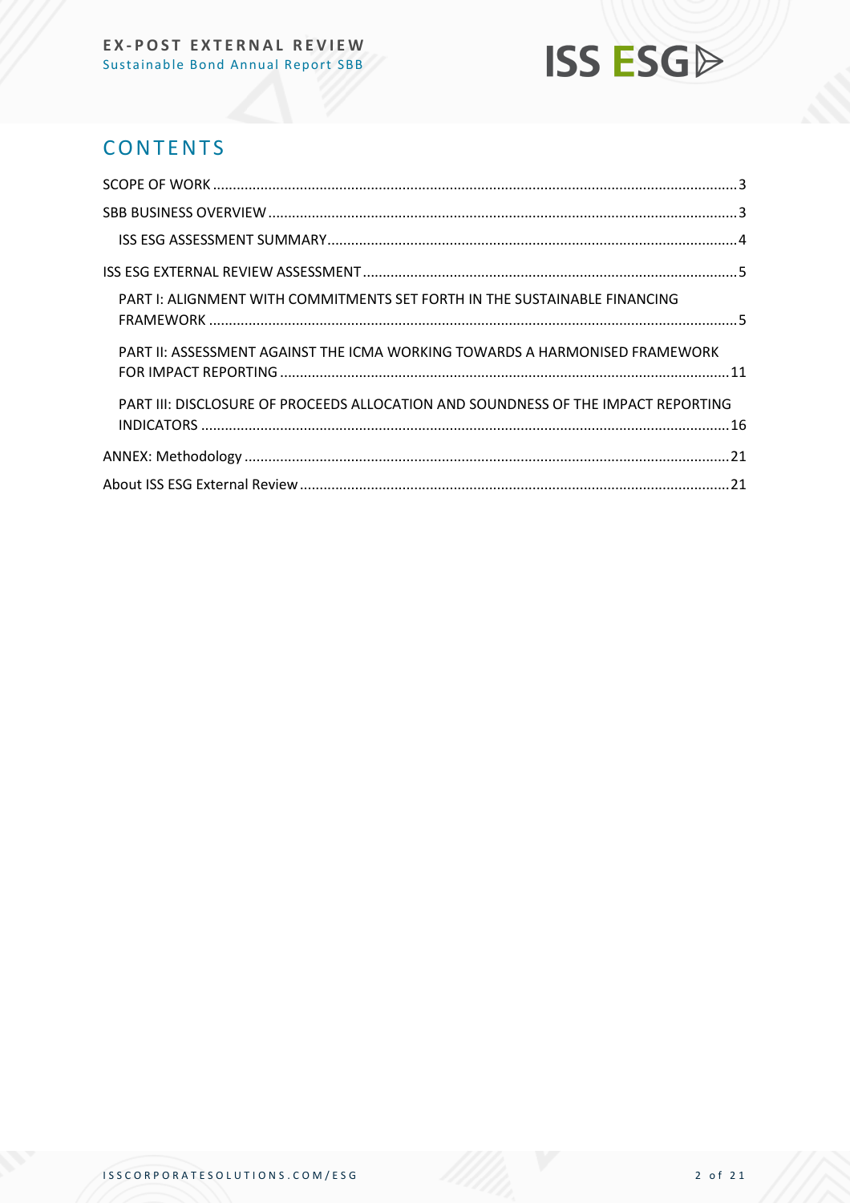## CONTENTS

SCOPE OF WORK ........................................................................................................................................3

SBB BUSINESS OVERVIEW ........................................................................................................................3

ISS ESG ASSESSMENT SUMMARY...........................................................................................................4

ISS ESG EXTERNAL REVIEW ASSESSMENT .................................................................................................5

PART I: ALIGNMENT WITH COMMITMENTS SET FORTH IN THE SUSTAINABLE FINANCING FRAMEWORK .......................................................................................................................................5

PART II: ASSESSMENT AGAINST THE ICMA WORKING TOWARDS A HARMONISED FRAMEWORK FOR IMPACT REPORTING ...................................................................................................................11

PART III: DISCLOSURE OF PROCEEDS ALLOCATION AND SOUNDNESS OF THE IMPACT REPORTING INDICATORS .......................................................................................................................................16

ANNEX: Methodology ..............................................................................................................................21

About ISS ESG External Review ................................................................................................................21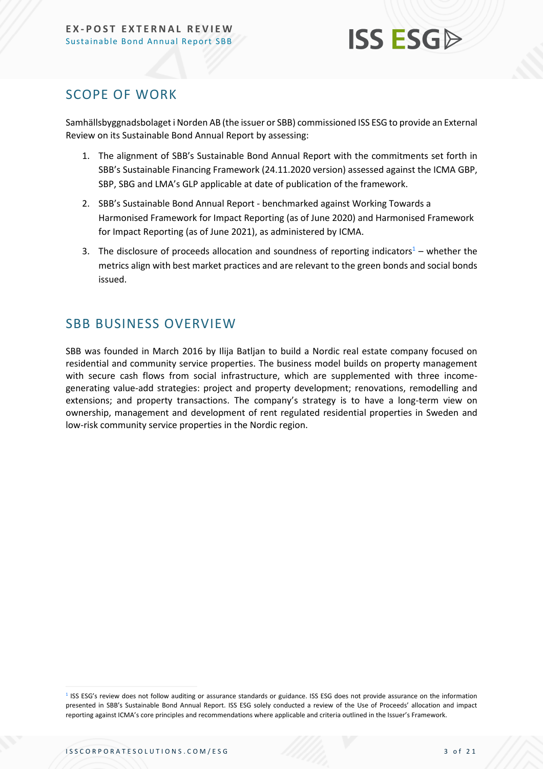## SCOPE OF WORK

Samhällsbyggnadsbolaget i Norden AB (the issuer or SBB) commissioned ISS ESG to provide an External Review on its Sustainable Bond Annual Report by assessing:

1. The alignment of SBB's Sustainable Bond Annual Report with the commitments set forth in SBB's Sustainable Financing Framework (24.11.2020 version) assessed against the ICMA GBP, SBP, SBG and LMA's GLP applicable at date of publication of the framework.
2. SBB's Sustainable Bond Annual Report - benchmarked against Working Towards a Harmonised Framework for Impact Reporting (as of June 2020) and Harmonised Framework for Impact Reporting (as of June 2021), as administered by ICMA.
3. The disclosure of proceeds allocation and soundness of reporting indicators[1] – whether the metrics align with best market practices and are relevant to the green bonds and social bonds issued.

## SBB BUSINESS OVERVIEW

SBB was founded in March 2016 by Ilija Batljan to build a Nordic real estate company focused on residential and community service properties. The business model builds on property management with secure cash flows from social infrastructure, which are supplemented with three income-generating value-add strategies: project and property development; renovations, remodelling and extensions; and property transactions. The company's strategy is to have a long-term view on ownership, management and development of rent regulated residential properties in Sweden and low-risk community service properties in the Nordic region.

[1] ISS ESG's review does not follow auditing or assurance standards or guidance. ISS ESG does not provide assurance on the information presented in SBB's Sustainable Bond Annual Report. ISS ESG solely conducted a review of the Use of Proceeds' allocation and impact reporting against ICMA's core principles and recommendations where applicable and criteria outlined in the Issuer's Framework.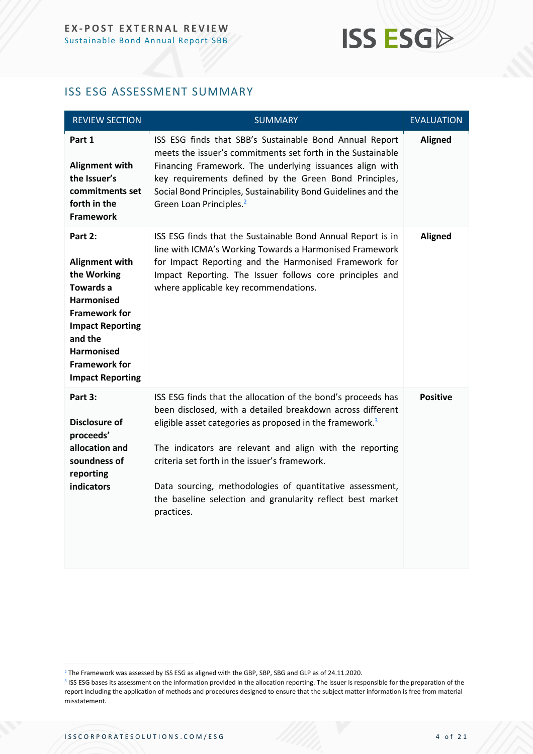## ISS ESG ASSESSMENT SUMMARY

| REVIEW SECTION | SUMMARY | EVALUATION |
|---|---|---|
| **Part 1**<br><br>**Alignment with the Issuer's commitments set forth in the Framework** | ISS ESG finds that SBB's Sustainable Bond Annual Report meets the issuer's commitments set forth in the Sustainable Financing Framework. The underlying issuances align with key requirements defined by the Green Bond Principles, Social Bond Principles, Sustainability Bond Guidelines and the Green Loan Principles.[2] | **Aligned** |
| **Part 2:**<br><br>**Alignment with the Working Towards a Harmonised Framework for Impact Reporting and the Harmonised Framework for Impact Reporting** | ISS ESG finds that the Sustainable Bond Annual Report is in line with ICMA's Working Towards a Harmonised Framework for Impact Reporting and the Harmonised Framework for Impact Reporting. The Issuer follows core principles and where applicable key recommendations. | **Aligned** |
| **Part 3:**<br><br>**Disclosure of proceeds' allocation and soundness of reporting indicators** | ISS ESG finds that the allocation of the bond's proceeds has been disclosed, with a detailed breakdown across different eligible asset categories as proposed in the framework.[3]<br><br>The indicators are relevant and align with the reporting criteria set forth in the issuer's framework.<br><br>Data sourcing, methodologies of quantitative assessment, the baseline selection and granularity reflect best market practices. | **Positive** |

[2] The Framework was assessed by ISS ESG as aligned with the GBP, SBP, SBG and GLP as of 24.11.2020.

[3] ISS ESG bases its assessment on the information provided in the allocation reporting. The Issuer is responsible for the preparation of the report including the application of methods and procedures designed to ensure that the subject matter information is free from material misstatement.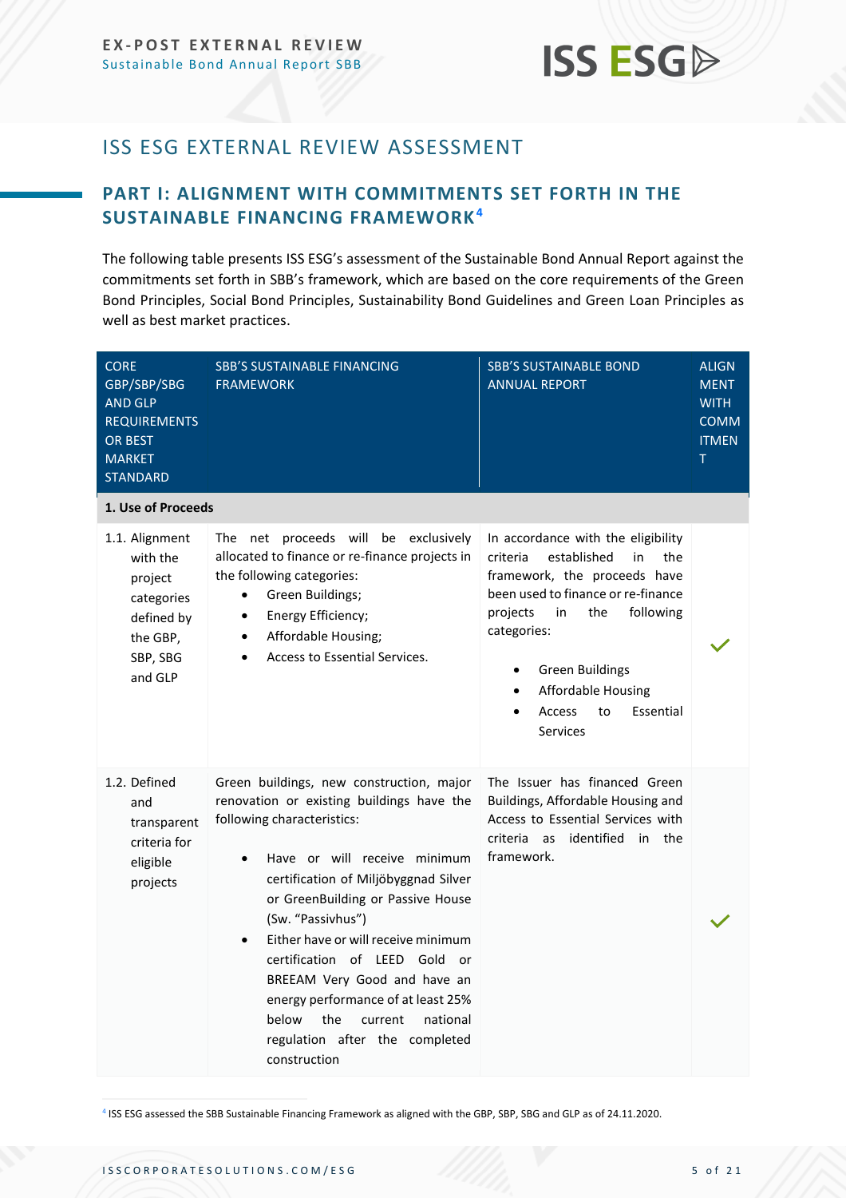# ISS ESG EXTERNAL REVIEW ASSESSMENT

## PART I: ALIGNMENT WITH COMMITMENTS SET FORTH IN THE SUSTAINABLE FINANCING FRAMEWORK[4]

The following table presents ISS ESG's assessment of the Sustainable Bond Annual Report against the commitments set forth in SBB's framework, which are based on the core requirements of the Green Bond Principles, Social Bond Principles, Sustainability Bond Guidelines and Green Loan Principles as well as best market practices.

| CORE GBP/SBP/SBG AND GLP REQUIREMENTS OR BEST MARKET STANDARD | SBB'S SUSTAINABLE FINANCING FRAMEWORK | SBB'S SUSTAINABLE BOND ANNUAL REPORT | ALIGNMENT WITH COMMITMENT |
|---|---|---|---|
| **1. Use of Proceeds** | | | |
| 1.1. Alignment with the project categories defined by the GBP, SBP, SBG and GLP | The net proceeds will be exclusively allocated to finance or re-finance projects in the following categories:<br>• Green Buildings;<br>• Energy Efficiency;<br>• Affordable Housing;<br>• Access to Essential Services. | In accordance with the eligibility criteria established in the framework, the proceeds have been used to finance or re-finance projects in the following categories:<br>• Green Buildings<br>• Affordable Housing<br>• Access to Essential Services | ✓ |
| 1.2. Defined and transparent criteria for eligible projects | Green buildings, new construction, major renovation or existing buildings have the following characteristics:<br>• Have or will receive minimum certification of Miljöbyggnad Silver or GreenBuilding or Passive House (Sw. "Passivhus")<br>• Either have or will receive minimum certification of LEED Gold or BREEAM Very Good and have an energy performance of at least 25% below the current national regulation after the completed construction | The Issuer has financed Green Buildings, Affordable Housing and Access to Essential Services with criteria as identified in the framework. | ✓ |

[4] ISS ESG assessed the SBB Sustainable Financing Framework as aligned with the GBP, SBP, SBG and GLP as of 24.11.2020.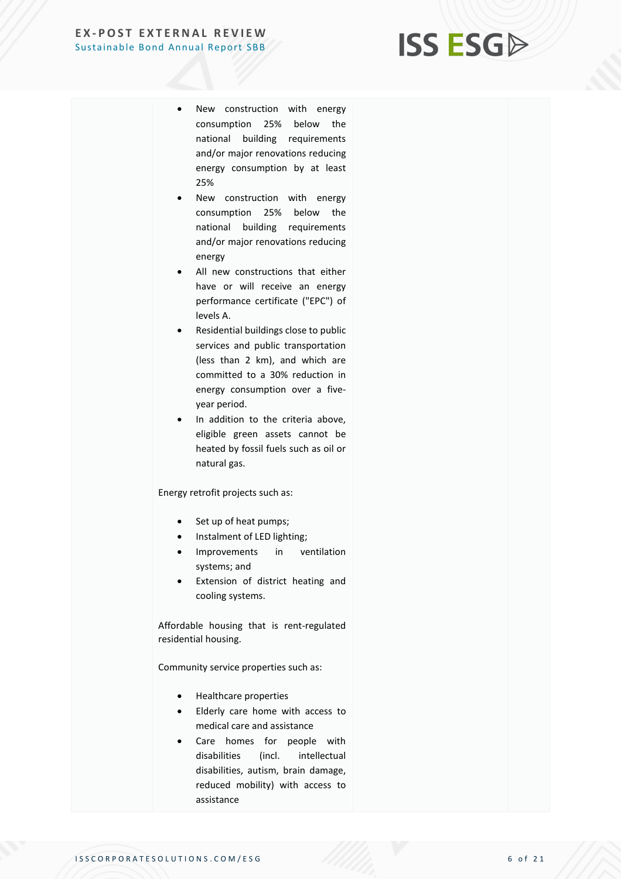| | | | |
|---|---|---|---|
| | • New construction with energy consumption 25% below the national building requirements and/or major renovations reducing energy consumption by at least 25%<br>• New construction with energy consumption 25% below the national building requirements and/or major renovations reducing energy<br>• All new constructions that either have or will receive an energy performance certificate ("EPC") of levels A.<br>• Residential buildings close to public services and public transportation (less than 2 km), and which are committed to a 30% reduction in energy consumption over a five-year period.<br>• In addition to the criteria above, eligible green assets cannot be heated by fossil fuels such as oil or natural gas.<br><br>Energy retrofit projects such as:<br><br>• Set up of heat pumps;<br>• Instalment of LED lighting;<br>• Improvements in ventilation systems; and<br>• Extension of district heating and cooling systems.<br><br>Affordable housing that is rent-regulated residential housing.<br><br>Community service properties such as:<br><br>• Healthcare properties<br>• Elderly care home with access to medical care and assistance<br>• Care homes for people with disabilities (incl. intellectual disabilities, autism, brain damage, reduced mobility) with access to assistance | | |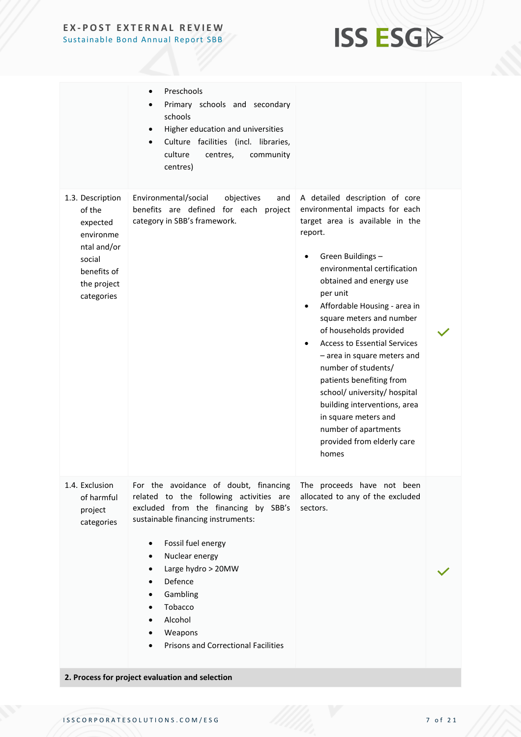| | | | |
|---|---|---|---|
| | • Preschools<br>• Primary schools and secondary schools<br>• Higher education and universities<br>• Culture facilities (incl. libraries, culture centres, community centres) | | |
| 1.3. Description of the expected environmental and/or social benefits of the project categories | Environmental/social objectives and benefits are defined for each project category in SBB's framework. | A detailed description of core environmental impacts for each target area is available in the report.<br><br>• Green Buildings – environmental certification obtained and energy use per unit<br>• Affordable Housing - area in square meters and number of households provided<br>• Access to Essential Services – area in square meters and number of students/ patients benefiting from school/ university/ hospital building interventions, area in square meters and number of apartments provided from elderly care homes | ✓ |
| 1.4. Exclusion of harmful project categories | For the avoidance of doubt, financing related to the following activities are excluded from the financing by SBB's sustainable financing instruments:<br><br>• Fossil fuel energy<br>• Nuclear energy<br>• Large hydro > 20MW<br>• Defence<br>• Gambling<br>• Tobacco<br>• Alcohol<br>• Weapons<br>• Prisons and Correctional Facilities | The proceeds have not been allocated to any of the excluded sectors. | ✓ |
| **2. Process for project evaluation and selection** | | | |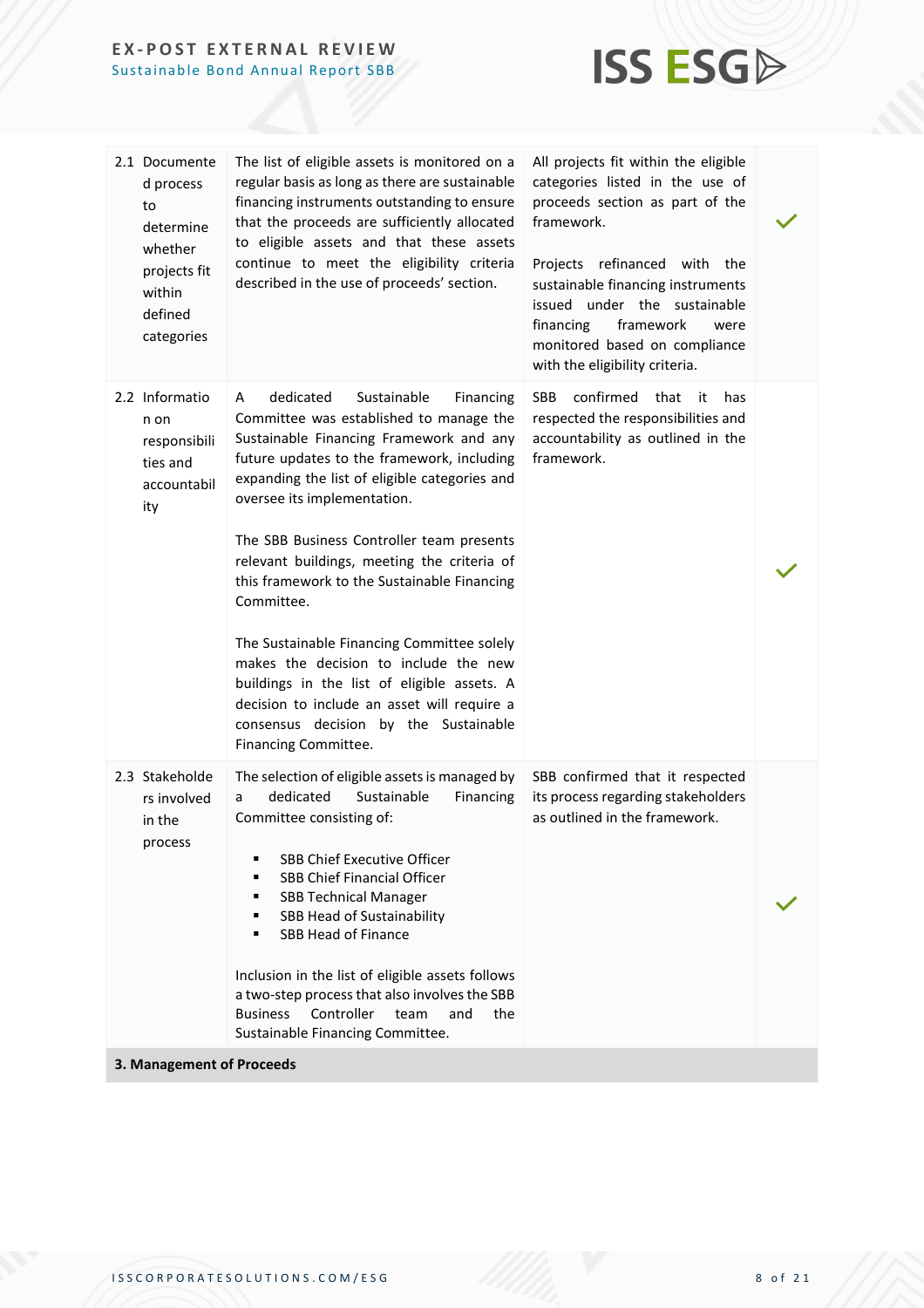| | | | |
|---|---|---|---|
| 2.1 Documented process to determine whether projects fit within defined categories | The list of eligible assets is monitored on a regular basis as long as there are sustainable financing instruments outstanding to ensure that the proceeds are sufficiently allocated to eligible assets and that these assets continue to meet the eligibility criteria described in the use of proceeds' section. | All projects fit within the eligible categories listed in the use of proceeds section as part of the framework.<br><br>Projects refinanced with the sustainable financing instruments issued under the sustainable financing framework were monitored based on compliance with the eligibility criteria. | ✓ |
| 2.2 Information on responsibilities and accountability | A dedicated Sustainable Financing Committee was established to manage the Sustainable Financing Framework and any future updates to the framework, including expanding the list of eligible categories and oversee its implementation.<br><br>The SBB Business Controller team presents relevant buildings, meeting the criteria of this framework to the Sustainable Financing Committee.<br><br>The Sustainable Financing Committee solely makes the decision to include the new buildings in the list of eligible assets. A decision to include an asset will require a consensus decision by the Sustainable Financing Committee. | SBB confirmed that it has respected the responsibilities and accountability as outlined in the framework. | ✓ |
| 2.3 Stakeholders involved in the process | The selection of eligible assets is managed by a dedicated Sustainable Financing Committee consisting of:<br>▪ SBB Chief Executive Officer<br>▪ SBB Chief Financial Officer<br>▪ SBB Technical Manager<br>▪ SBB Head of Sustainability<br>▪ SBB Head of Finance<br><br>Inclusion in the list of eligible assets follows a two-step process that also involves the SBB Business Controller team and the Sustainable Financing Committee. | SBB confirmed that it respected its process regarding stakeholders as outlined in the framework. | ✓ |
| **3. Management of Proceeds** | | | |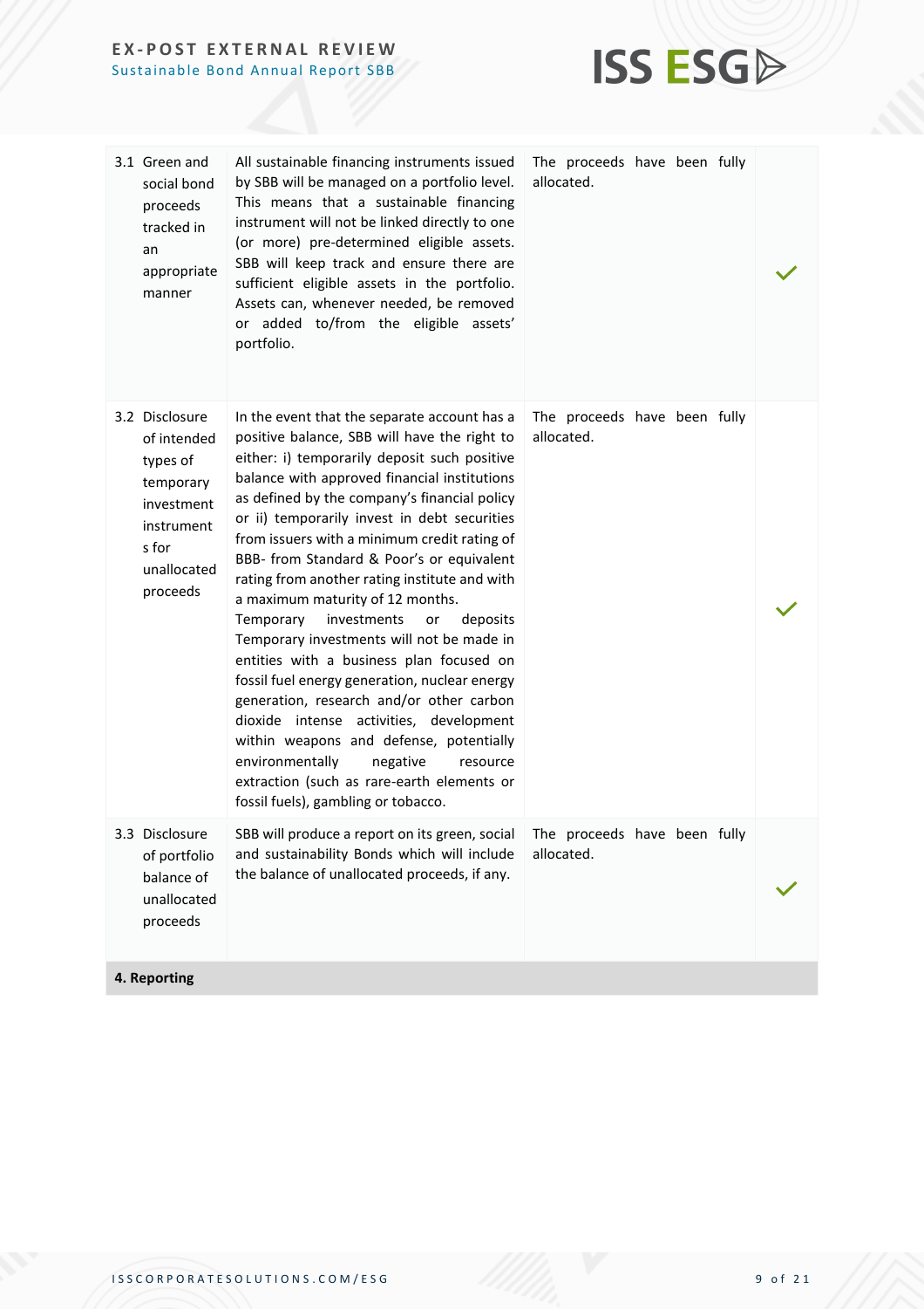| | | | |
|---|---|---|---|
| 3.1 Green and social bond proceeds tracked in an appropriate manner | All sustainable financing instruments issued by SBB will be managed on a portfolio level. This means that a sustainable financing instrument will not be linked directly to one (or more) pre-determined eligible assets. SBB will keep track and ensure there are sufficient eligible assets in the portfolio. Assets can, whenever needed, be removed or added to/from the eligible assets' portfolio. | The proceeds have been fully allocated. | ✓ |
| 3.2 Disclosure of intended types of temporary investment instruments for unallocated proceeds | In the event that the separate account has a positive balance, SBB will have the right to either: i) temporarily deposit such positive balance with approved financial institutions as defined by the company's financial policy or ii) temporarily invest in debt securities from issuers with a minimum credit rating of BBB- from Standard & Poor's or equivalent rating from another rating institute and with a maximum maturity of 12 months. Temporary investments or deposits Temporary investments will not be made in entities with a business plan focused on fossil fuel energy generation, nuclear energy generation, research and/or other carbon dioxide intense activities, development within weapons and defense, potentially environmentally negative resource extraction (such as rare-earth elements or fossil fuels), gambling or tobacco. | The proceeds have been fully allocated. | ✓ |
| 3.3 Disclosure of portfolio balance of unallocated proceeds | SBB will produce a report on its green, social and sustainability Bonds which will include the balance of unallocated proceeds, if any. | The proceeds have been fully allocated. | ✓ |
| **4. Reporting** | | | |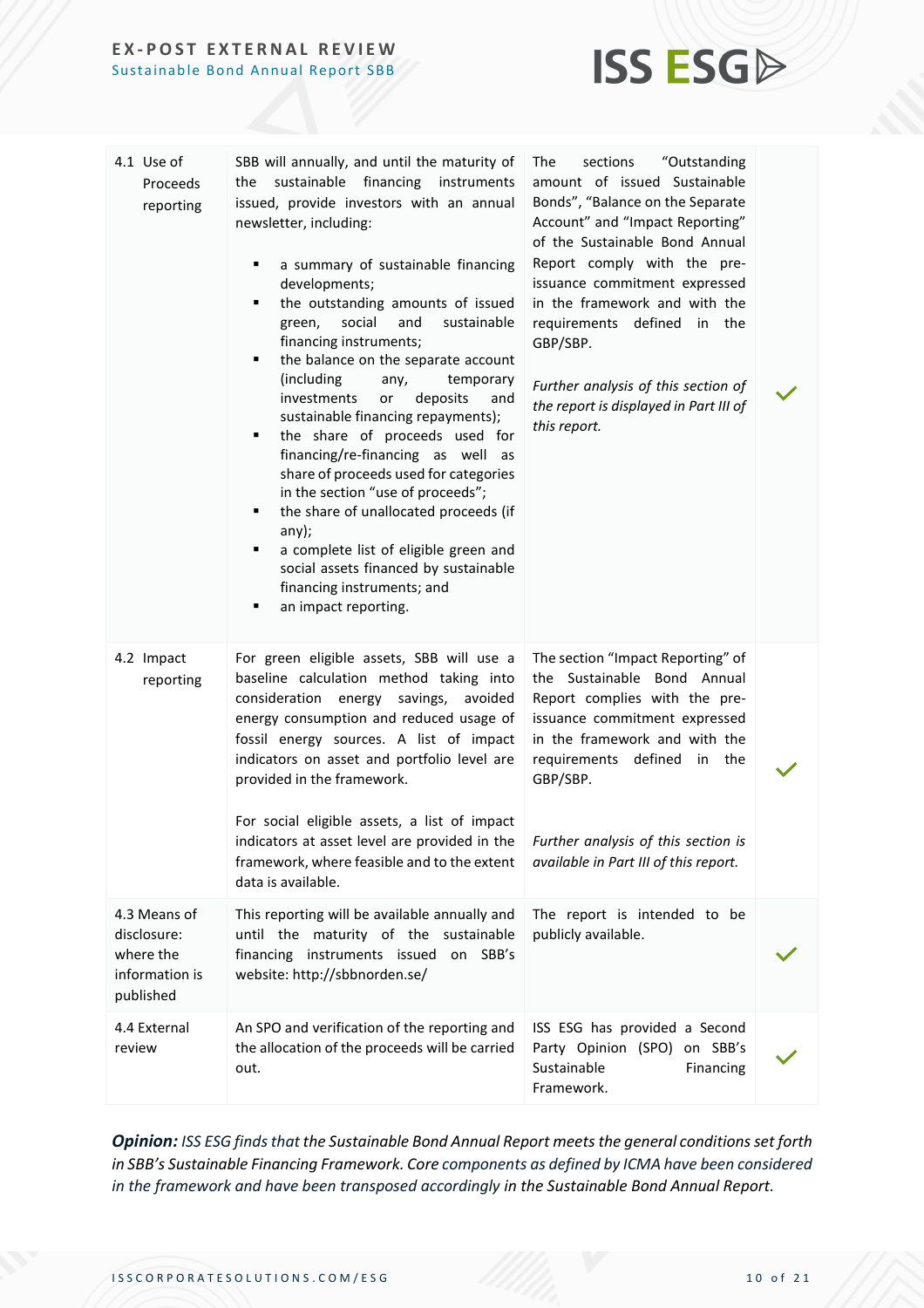| | | | |
|---|---|---|---|
| 4.1 Use of Proceeds reporting | SBB will annually, and until the maturity of the sustainable financing instruments issued, provide investors with an annual newsletter, including:<br><br>▪ a summary of sustainable financing developments;<br>▪ the outstanding amounts of issued green, social and sustainable financing instruments;<br>▪ the balance on the separate account (including any, temporary investments or deposits and sustainable financing repayments);<br>▪ the share of proceeds used for financing/re-financing as well as share of proceeds used for categories in the section "use of proceeds";<br>▪ the share of unallocated proceeds (if any);<br>▪ a complete list of eligible green and social assets financed by sustainable financing instruments; and<br>▪ an impact reporting. | The sections "Outstanding amount of issued Sustainable Bonds", "Balance on the Separate Account" and "Impact Reporting" of the Sustainable Bond Annual Report comply with the pre-issuance commitment expressed in the framework and with the requirements defined in the GBP/SBP.<br><br>*Further analysis of this section of the report is displayed in Part III of this report.* | ✓ |
| 4.2 Impact reporting | For green eligible assets, SBB will use a baseline calculation method taking into consideration energy savings, avoided energy consumption and reduced usage of fossil energy sources. A list of impact indicators on asset and portfolio level are provided in the framework.<br><br>For social eligible assets, a list of impact indicators at asset level are provided in the framework, where feasible and to the extent data is available. | The section "Impact Reporting" of the Sustainable Bond Annual Report complies with the pre-issuance commitment expressed in the framework and with the requirements defined in the GBP/SBP.<br><br>*Further analysis of this section is available in Part III of this report.* | ✓ |
| 4.3 Means of disclosure: where the information is published | This reporting will be available annually and until the maturity of the sustainable financing instruments issued on SBB's website: http://sbbnorden.se/ | The report is intended to be publicly available. | ✓ |
| 4.4 External review | An SPO and verification of the reporting and the allocation of the proceeds will be carried out. | ISS ESG has provided a Second Party Opinion (SPO) on SBB's Sustainable Financing Framework. | ✓ |

***Opinion:*** *ISS ESG finds that the Sustainable Bond Annual Report meets the general conditions set forth in SBB's Sustainable Financing Framework. Core components as defined by ICMA have been considered in the framework and have been transposed accordingly in the Sustainable Bond Annual Report.*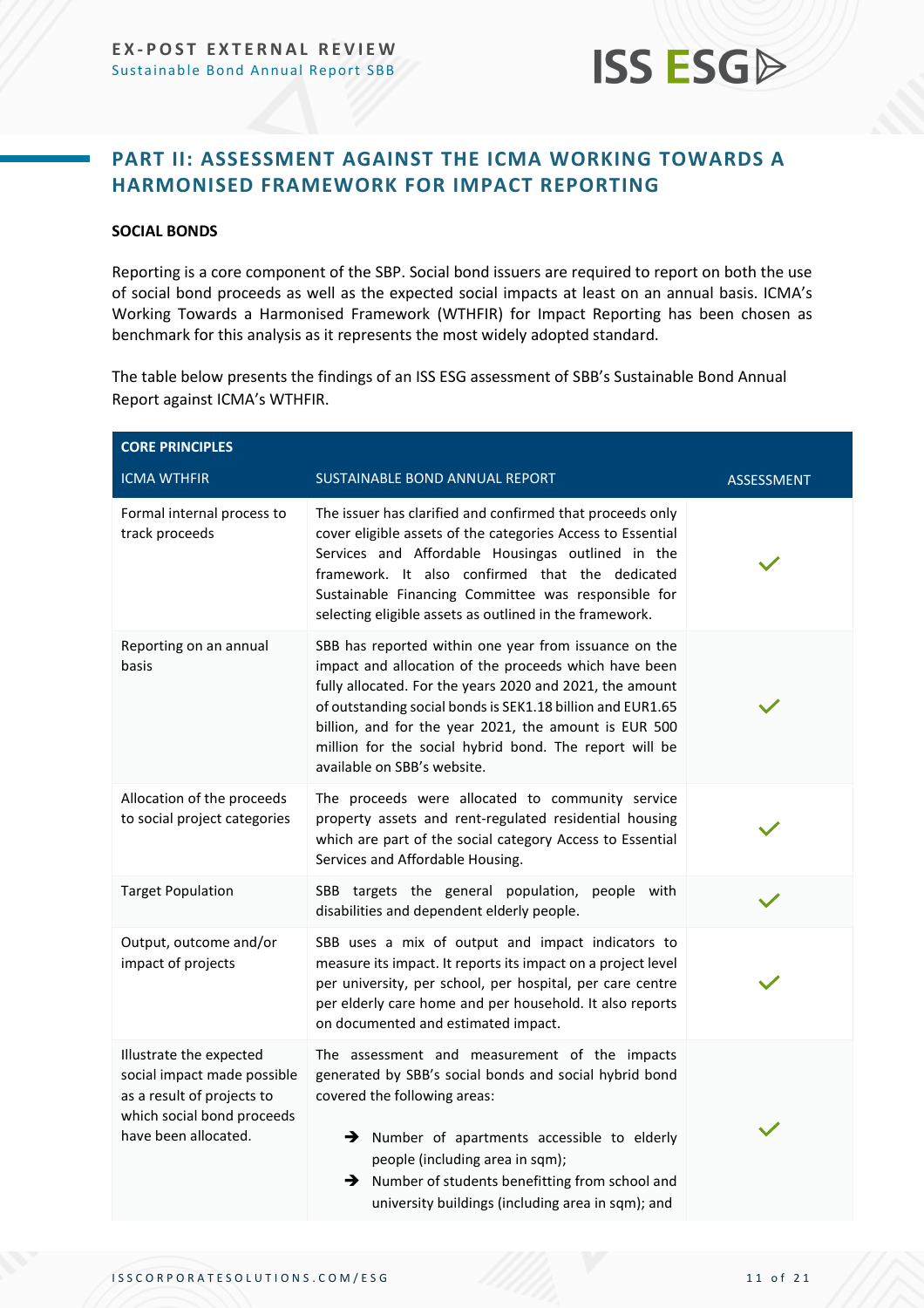## PART II: ASSESSMENT AGAINST THE ICMA WORKING TOWARDS A HARMONISED FRAMEWORK FOR IMPACT REPORTING

**SOCIAL BONDS**

Reporting is a core component of the SBP. Social bond issuers are required to report on both the use of social bond proceeds as well as the expected social impacts at least on an annual basis. ICMA's Working Towards a Harmonised Framework (WTHFIR) for Impact Reporting has been chosen as benchmark for this analysis as it represents the most widely adopted standard.

The table below presents the findings of an ISS ESG assessment of SBB's Sustainable Bond Annual Report against ICMA's WTHFIR.

| CORE PRINCIPLES | | |
|---|---|---|
| ICMA WTHFIR | SUSTAINABLE BOND ANNUAL REPORT | ASSESSMENT |
| Formal internal process to track proceeds | The issuer has clarified and confirmed that proceeds only cover eligible assets of the categories Access to Essential Services and Affordable Housingas outlined in the framework. It also confirmed that the dedicated Sustainable Financing Committee was responsible for selecting eligible assets as outlined in the framework. | ✓ |
| Reporting on an annual basis | SBB has reported within one year from issuance on the impact and allocation of the proceeds which have been fully allocated. For the years 2020 and 2021, the amount of outstanding social bonds is SEK1.18 billion and EUR1.65 billion, and for the year 2021, the amount is EUR 500 million for the social hybrid bond. The report will be available on SBB's website. | ✓ |
| Allocation of the proceeds to social project categories | The proceeds were allocated to community service property assets and rent-regulated residential housing which are part of the social category Access to Essential Services and Affordable Housing. | ✓ |
| Target Population | SBB targets the general population, people with disabilities and dependent elderly people. | ✓ |
| Output, outcome and/or impact of projects | SBB uses a mix of output and impact indicators to measure its impact. It reports its impact on a project level per university, per school, per hospital, per care centre per elderly care home and per household. It also reports on documented and estimated impact. | ✓ |
| Illustrate the expected social impact made possible as a result of projects to which social bond proceeds have been allocated. | The assessment and measurement of the impacts generated by SBB's social bonds and social hybrid bond covered the following areas:<br>➔ Number of apartments accessible to elderly people (including area in sqm);<br>➔ Number of students benefitting from school and university buildings (including area in sqm); and | ✓ |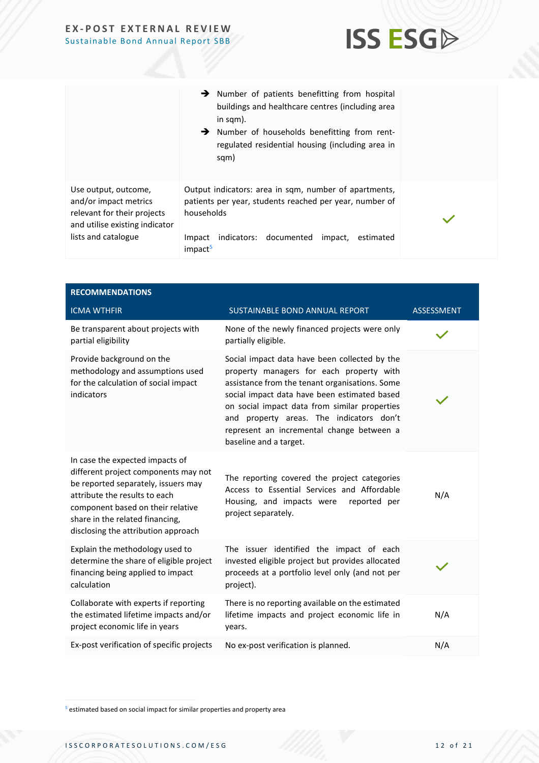| | | |
|---|---|---|
| | ➔ Number of patients benefitting from hospital buildings and healthcare centres (including area in sqm).<br>➔ Number of households benefitting from rent-regulated residential housing (including area in sqm) | |
| Use output, outcome, and/or impact metrics relevant for their projects and utilise existing indicator lists and catalogue | Output indicators: area in sqm, number of apartments, patients per year, students reached per year, number of households<br><br>Impact indicators: documented impact, estimated impact[5] | ✓ |

| RECOMMENDATIONS | | |
|---|---|---|
| ICMA WTHFIR | SUSTAINABLE BOND ANNUAL REPORT | ASSESSMENT |
| Be transparent about projects with partial eligibility | None of the newly financed projects were only partially eligible. | ✓ |
| Provide background on the methodology and assumptions used for the calculation of social impact indicators | Social impact data have been collected by the property managers for each property with assistance from the tenant organisations. Some social impact data have been estimated based on social impact data from similar properties and property areas. The indicators don't represent an incremental change between a baseline and a target. | ✓ |
| In case the expected impacts of different project components may not be reported separately, issuers may attribute the results to each component based on their relative share in the related financing, disclosing the attribution approach | The reporting covered the project categories Access to Essential Services and Affordable Housing, and impacts were reported per project separately. | N/A |
| Explain the methodology used to determine the share of eligible project financing being applied to impact calculation | The issuer identified the impact of each invested eligible project but provides allocated proceeds at a portfolio level only (and not per project). | ✓ |
| Collaborate with experts if reporting the estimated lifetime impacts and/or project economic life in years | There is no reporting available on the estimated lifetime impacts and project economic life in years. | N/A |
| Ex-post verification of specific projects | No ex-post verification is planned. | N/A |

[5] estimated based on social impact for similar properties and property area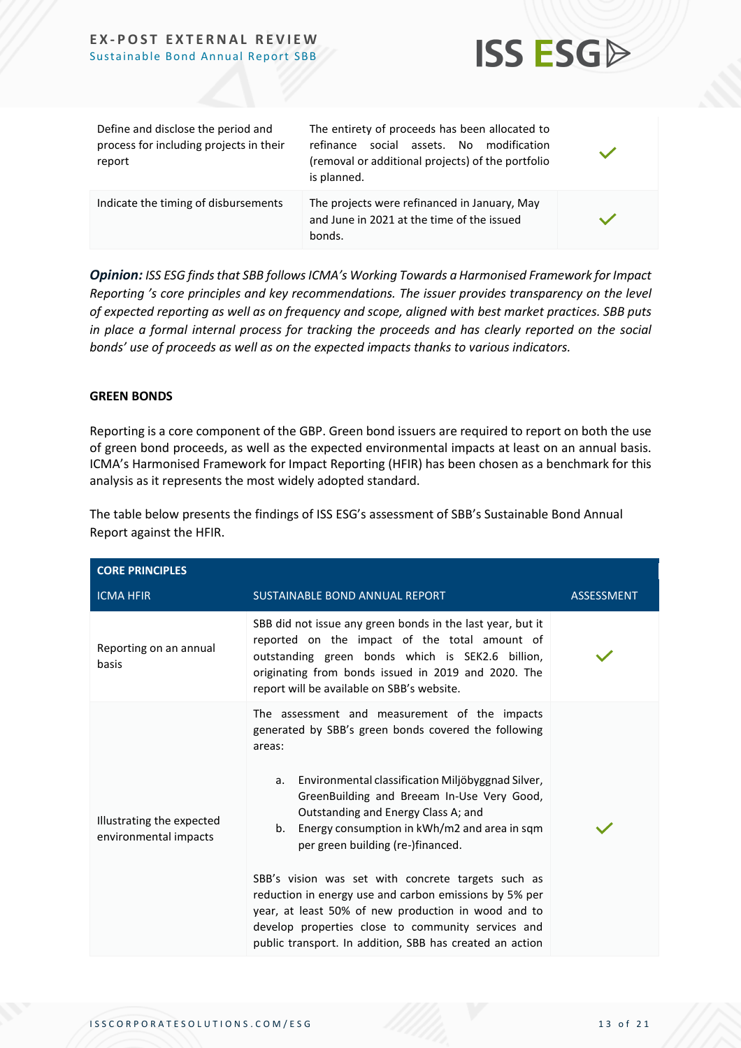| | | |
|---|---|---|
| Define and disclose the period and process for including projects in their report | The entirety of proceeds has been allocated to refinance social assets. No modification (removal or additional projects) of the portfolio is planned. | ✓ |
| Indicate the timing of disbursements | The projects were refinanced in January, May and June in 2021 at the time of the issued bonds. | ✓ |

***Opinion:*** *ISS ESG finds that SBB follows ICMA's Working Towards a Harmonised Framework for Impact Reporting 's core principles and key recommendations. The issuer provides transparency on the level of expected reporting as well as on frequency and scope, aligned with best market practices. SBB puts in place a formal internal process for tracking the proceeds and has clearly reported on the social bonds' use of proceeds as well as on the expected impacts thanks to various indicators.*

**GREEN BONDS**

Reporting is a core component of the GBP. Green bond issuers are required to report on both the use of green bond proceeds, as well as the expected environmental impacts at least on an annual basis. ICMA's Harmonised Framework for Impact Reporting (HFIR) has been chosen as a benchmark for this analysis as it represents the most widely adopted standard.

The table below presents the findings of ISS ESG's assessment of SBB's Sustainable Bond Annual Report against the HFIR.

| **CORE PRINCIPLES** | | |
|---|---|---|
| **ICMA HFIR** | **SUSTAINABLE BOND ANNUAL REPORT** | **ASSESSMENT** |
| Reporting on an annual basis | SBB did not issue any green bonds in the last year, but it reported on the impact of the total amount of outstanding green bonds which is SEK2.6 billion, originating from bonds issued in 2019 and 2020. The report will be available on SBB's website. | ✓ |
| Illustrating the expected environmental impacts | The assessment and measurement of the impacts generated by SBB's green bonds covered the following areas:<br><br>a. Environmental classification Miljöbyggnad Silver, GreenBuilding and Breeam In-Use Very Good, Outstanding and Energy Class A; and<br>b. Energy consumption in kWh/m2 and area in sqm per green building (re-)financed.<br><br>SBB's vision was set with concrete targets such as reduction in energy use and carbon emissions by 5% per year, at least 50% of new production in wood and to develop properties close to community services and public transport. In addition, SBB has created an action | ✓ |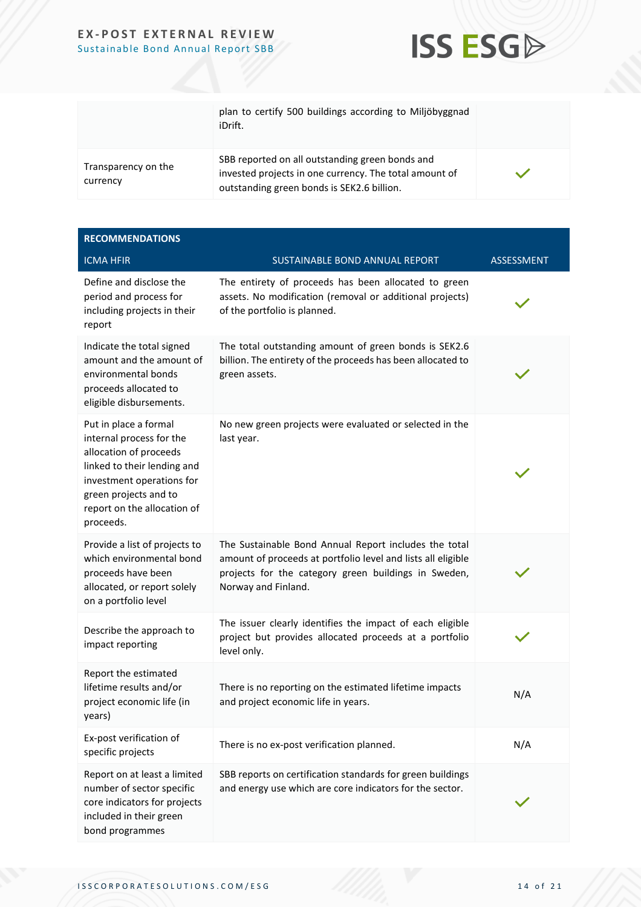| | | |
|---|---|---|
| | plan to certify 500 buildings according to Miljöbyggnad iDrift. | |
| Transparency on the currency | SBB reported on all outstanding green bonds and invested projects in one currency. The total amount of outstanding green bonds is SEK2.6 billion. | ✓ |

**RECOMMENDATIONS**

| ICMA HFIR | SUSTAINABLE BOND ANNUAL REPORT | ASSESSMENT |
|---|---|---|
| Define and disclose the period and process for including projects in their report | The entirety of proceeds has been allocated to green assets. No modification (removal or additional projects) of the portfolio is planned. | ✓ |
| Indicate the total signed amount and the amount of environmental bonds proceeds allocated to eligible disbursements. | The total outstanding amount of green bonds is SEK2.6 billion. The entirety of the proceeds has been allocated to green assets. | ✓ |
| Put in place a formal internal process for the allocation of proceeds linked to their lending and investment operations for green projects and to report on the allocation of proceeds. | No new green projects were evaluated or selected in the last year. | ✓ |
| Provide a list of projects to which environmental bond proceeds have been allocated, or report solely on a portfolio level | The Sustainable Bond Annual Report includes the total amount of proceeds at portfolio level and lists all eligible projects for the category green buildings in Sweden, Norway and Finland. | ✓ |
| Describe the approach to impact reporting | The issuer clearly identifies the impact of each eligible project but provides allocated proceeds at a portfolio level only. | ✓ |
| Report the estimated lifetime results and/or project economic life (in years) | There is no reporting on the estimated lifetime impacts and project economic life in years. | N/A |
| Ex-post verification of specific projects | There is no ex-post verification planned. | N/A |
| Report on at least a limited number of sector specific core indicators for projects included in their green bond programmes | SBB reports on certification standards for green buildings and energy use which are core indicators for the sector. | ✓ |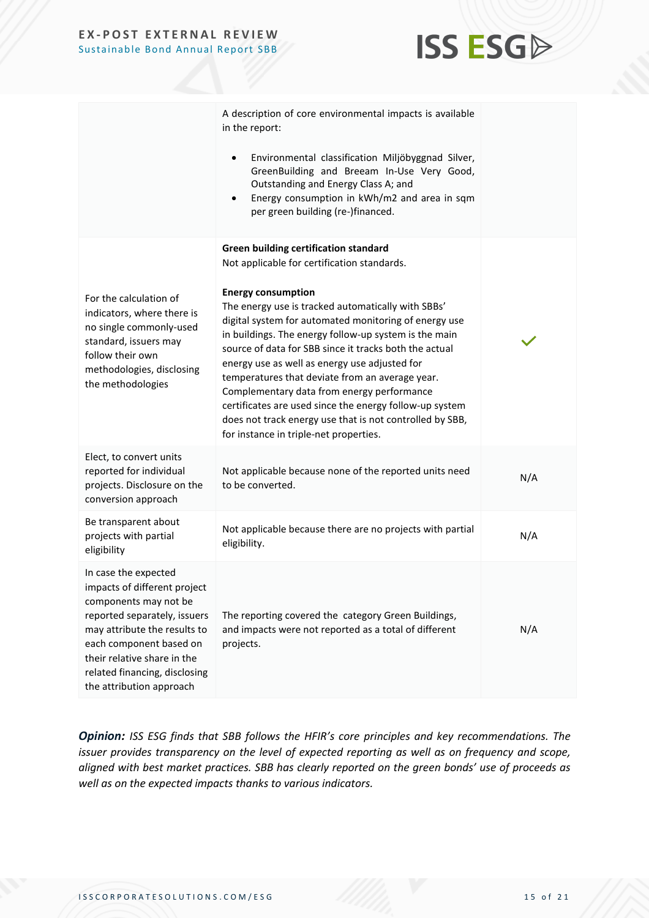| | | |
|---|---|---|
| | A description of core environmental impacts is available in the report:<br><br>• Environmental classification Miljöbyggnad Silver, GreenBuilding and Breeam In-Use Very Good, Outstanding and Energy Class A; and<br>• Energy consumption in kWh/m2 and area in sqm per green building (re-)financed. | |
| For the calculation of indicators, where there is no single commonly-used standard, issuers may follow their own methodologies, disclosing the methodologies | **Green building certification standard**<br>Not applicable for certification standards.<br><br>**Energy consumption**<br>The energy use is tracked automatically with SBBs' digital system for automated monitoring of energy use in buildings. The energy follow-up system is the main source of data for SBB since it tracks both the actual energy use as well as energy use adjusted for temperatures that deviate from an average year. Complementary data from energy performance certificates are used since the energy follow-up system does not track energy use that is not controlled by SBB, for instance in triple-net properties. | ✓ |
| Elect, to convert units reported for individual projects. Disclosure on the conversion approach | Not applicable because none of the reported units need to be converted. | N/A |
| Be transparent about projects with partial eligibility | Not applicable because there are no projects with partial eligibility. | N/A |
| In case the expected impacts of different project components may not be reported separately, issuers may attribute the results to each component based on their relative share in the related financing, disclosing the attribution approach | The reporting covered the category Green Buildings, and impacts were not reported as a total of different projects. | N/A |

***Opinion:*** *ISS ESG finds that SBB follows the HFIR's core principles and key recommendations. The issuer provides transparency on the level of expected reporting as well as on frequency and scope, aligned with best market practices. SBB has clearly reported on the green bonds' use of proceeds as well as on the expected impacts thanks to various indicators.*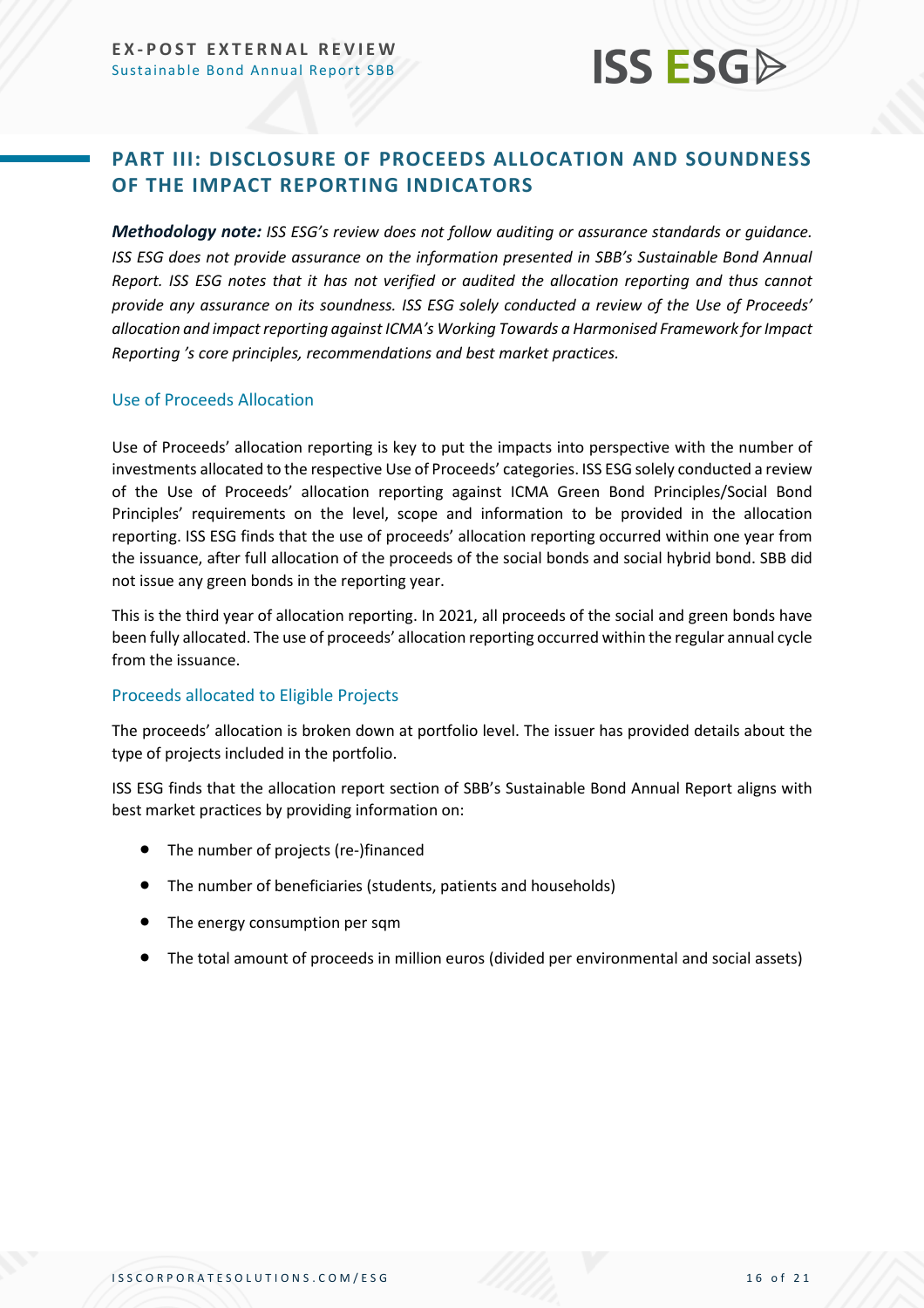## PART III: DISCLOSURE OF PROCEEDS ALLOCATION AND SOUNDNESS OF THE IMPACT REPORTING INDICATORS

***Methodology note:*** *ISS ESG's review does not follow auditing or assurance standards or guidance. ISS ESG does not provide assurance on the information presented in SBB's Sustainable Bond Annual Report. ISS ESG notes that it has not verified or audited the allocation reporting and thus cannot provide any assurance on its soundness. ISS ESG solely conducted a review of the Use of Proceeds' allocation and impact reporting against ICMA's Working Towards a Harmonised Framework for Impact Reporting 's core principles, recommendations and best market practices.*

### Use of Proceeds Allocation

Use of Proceeds' allocation reporting is key to put the impacts into perspective with the number of investments allocated to the respective Use of Proceeds' categories. ISS ESG solely conducted a review of the Use of Proceeds' allocation reporting against ICMA Green Bond Principles/Social Bond Principles' requirements on the level, scope and information to be provided in the allocation reporting. ISS ESG finds that the use of proceeds' allocation reporting occurred within one year from the issuance, after full allocation of the proceeds of the social bonds and social hybrid bond. SBB did not issue any green bonds in the reporting year.

This is the third year of allocation reporting. In 2021, all proceeds of the social and green bonds have been fully allocated. The use of proceeds' allocation reporting occurred within the regular annual cycle from the issuance.

### Proceeds allocated to Eligible Projects

The proceeds' allocation is broken down at portfolio level. The issuer has provided details about the type of projects included in the portfolio.

ISS ESG finds that the allocation report section of SBB's Sustainable Bond Annual Report aligns with best market practices by providing information on:

- The number of projects (re-)financed
- The number of beneficiaries (students, patients and households)
- The energy consumption per sqm
- The total amount of proceeds in million euros (divided per environmental and social assets)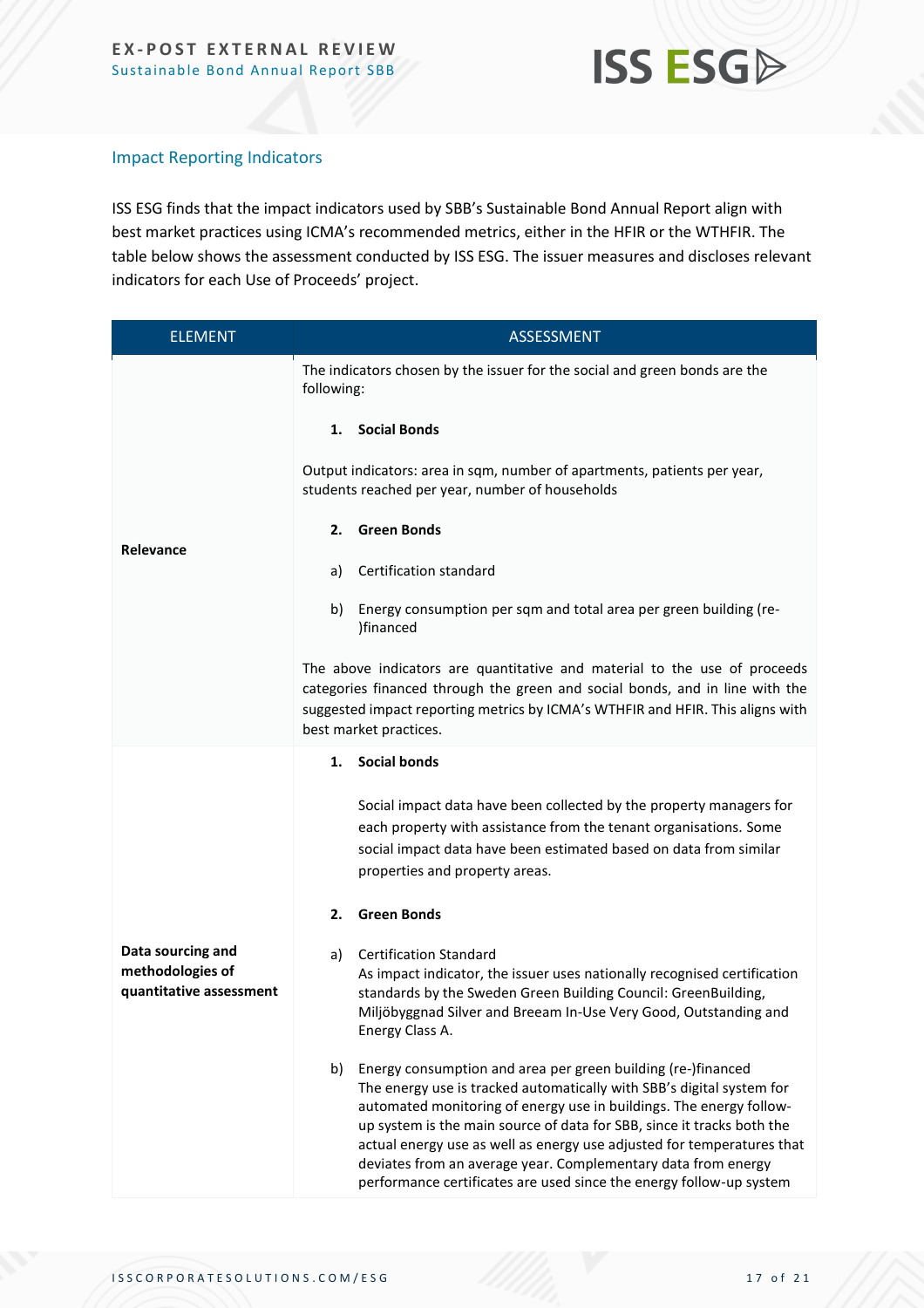## Impact Reporting Indicators

ISS ESG finds that the impact indicators used by SBB's Sustainable Bond Annual Report align with best market practices using ICMA's recommended metrics, either in the HFIR or the WTHFIR. The table below shows the assessment conducted by ISS ESG. The issuer measures and discloses relevant indicators for each Use of Proceeds' project.

| ELEMENT | ASSESSMENT |
|---|---|
| **Relevance** | The indicators chosen by the issuer for the social and green bonds are the following:<br><br>**1. Social Bonds**<br><br>Output indicators: area in sqm, number of apartments, patients per year, students reached per year, number of households<br><br>**2. Green Bonds**<br><br>a) Certification standard<br><br>b) Energy consumption per sqm and total area per green building (re-)financed<br><br>The above indicators are quantitative and material to the use of proceeds categories financed through the green and social bonds, and in line with the suggested impact reporting metrics by ICMA's WTHFIR and HFIR. This aligns with best market practices. |
| **Data sourcing and methodologies of quantitative assessment** | **1. Social bonds**<br><br>Social impact data have been collected by the property managers for each property with assistance from the tenant organisations. Some social impact data have been estimated based on data from similar properties and property areas.<br><br>**2. Green Bonds**<br><br>a) Certification Standard<br>As impact indicator, the issuer uses nationally recognised certification standards by the Sweden Green Building Council: GreenBuilding, Miljöbyggnad Silver and Breeam In-Use Very Good, Outstanding and Energy Class A.<br><br>b) Energy consumption and area per green building (re-)financed<br>The energy use is tracked automatically with SBB's digital system for automated monitoring of energy use in buildings. The energy follow-up system is the main source of data for SBB, since it tracks both the actual energy use as well as energy use adjusted for temperatures that deviates from an average year. Complementary data from energy performance certificates are used since the energy follow-up system |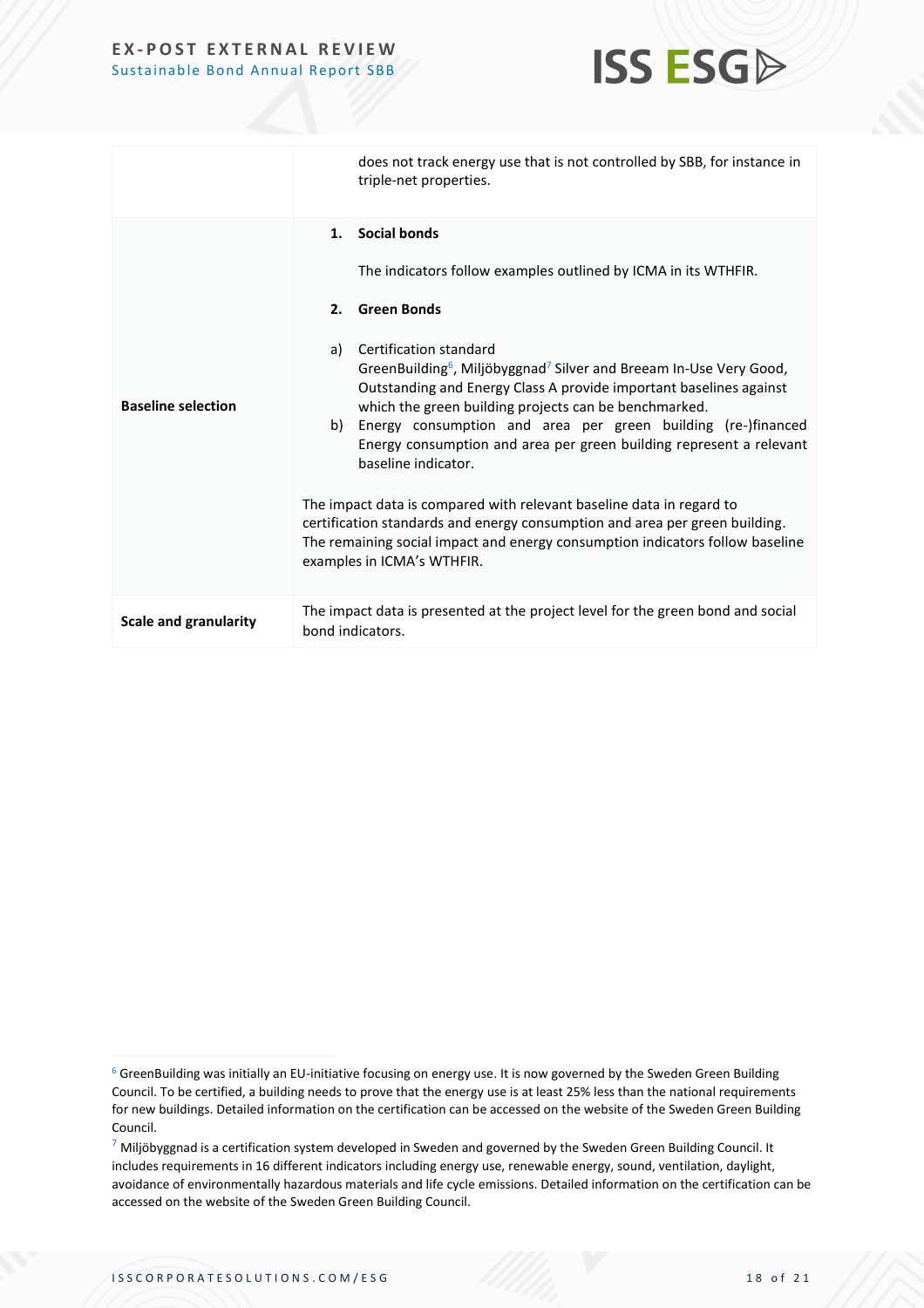| | |
|---|---|
| | does not track energy use that is not controlled by SBB, for instance in triple-net properties. |
| **Baseline selection** | **1. Social bonds**<br><br>The indicators follow examples outlined by ICMA in its WTHFIR.<br><br>**2. Green Bonds**<br><br>a) Certification standard<br>GreenBuilding[6], Miljöbyggnad[7] Silver and Breeam In-Use Very Good, Outstanding and Energy Class A provide important baselines against which the green building projects can be benchmarked.<br>b) Energy consumption and area per green building (re-)financed<br>Energy consumption and area per green building represent a relevant baseline indicator.<br><br>The impact data is compared with relevant baseline data in regard to certification standards and energy consumption and area per green building. The remaining social impact and energy consumption indicators follow baseline examples in ICMA's WTHFIR. |
| **Scale and granularity** | The impact data is presented at the project level for the green bond and social bond indicators. |

[6] GreenBuilding was initially an EU-initiative focusing on energy use. It is now governed by the Sweden Green Building Council. To be certified, a building needs to prove that the energy use is at least 25% less than the national requirements for new buildings. Detailed information on the certification can be accessed on the website of the Sweden Green Building Council.

[7] Miljöbyggnad is a certification system developed in Sweden and governed by the Sweden Green Building Council. It includes requirements in 16 different indicators including energy use, renewable energy, sound, ventilation, daylight, avoidance of environmentally hazardous materials and life cycle emissions. Detailed information on the certification can be accessed on the website of the Sweden Green Building Council.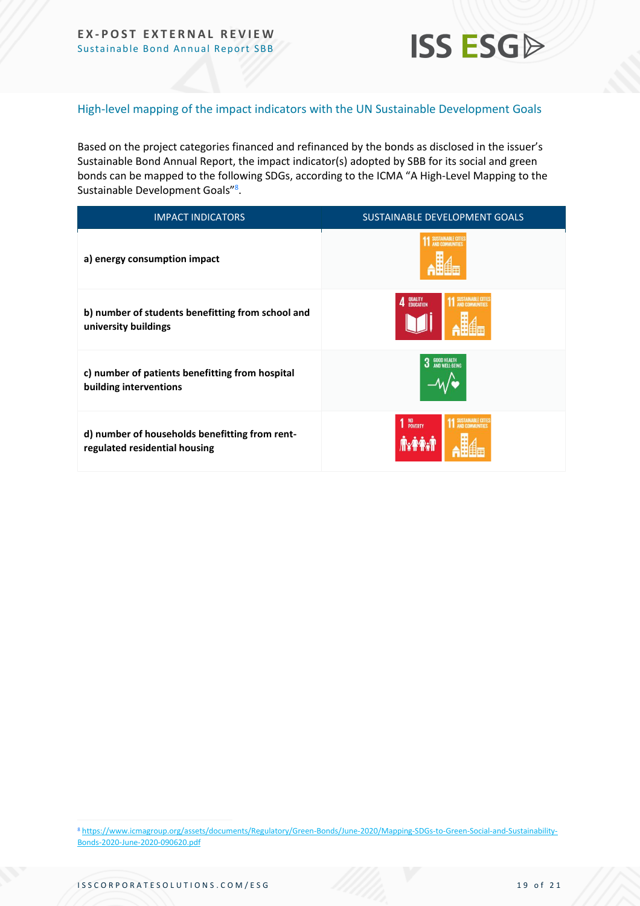## High-level mapping of the impact indicators with the UN Sustainable Development Goals

Based on the project categories financed and refinanced by the bonds as disclosed in the issuer's Sustainable Bond Annual Report, the impact indicator(s) adopted by SBB for its social and green bonds can be mapped to the following SDGs, according to the ICMA "A High-Level Mapping to the Sustainable Development Goals"[8].

| IMPACT INDICATORS | SUSTAINABLE DEVELOPMENT GOALS |
|---|---|
| **a) energy consumption impact** | 11 SUSTAINABLE CITIES AND COMMUNITIES |
| **b) number of students benefitting from school and university buildings** | 4 QUALITY EDUCATION; 11 SUSTAINABLE CITIES AND COMMUNITIES |
| **c) number of patients benefitting from hospital building interventions** | 3 GOOD HEALTH AND WELL-BEING |
| **d) number of households benefitting from rent-regulated residential housing** | 1 NO POVERTY; 11 SUSTAINABLE CITIES AND COMMUNITIES |

[8] https://www.icmagroup.org/assets/documents/Regulatory/Green-Bonds/June-2020/Mapping-SDGs-to-Green-Social-and-Sustainability-Bonds-2020-June-2020-090620.pdf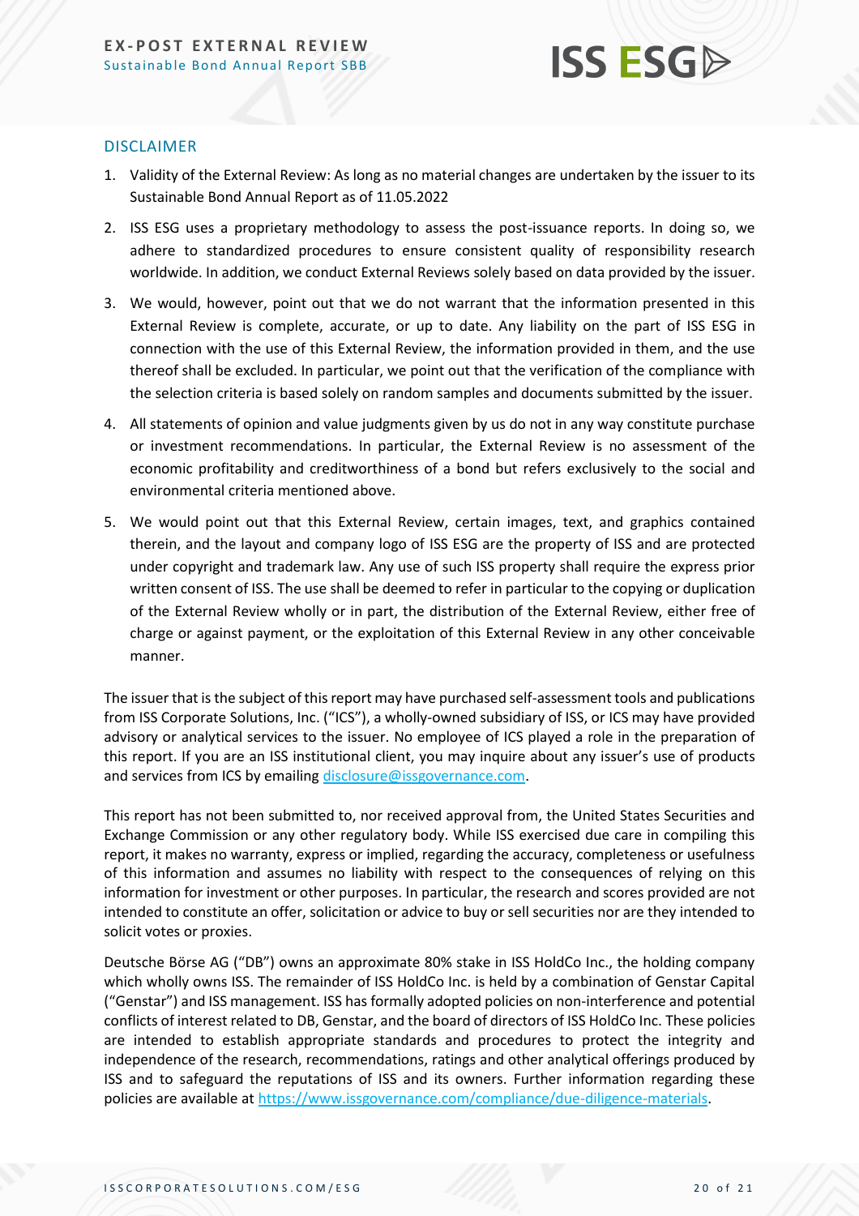## DISCLAIMER

1. Validity of the External Review: As long as no material changes are undertaken by the issuer to its Sustainable Bond Annual Report as of 11.05.2022
2. ISS ESG uses a proprietary methodology to assess the post-issuance reports. In doing so, we adhere to standardized procedures to ensure consistent quality of responsibility research worldwide. In addition, we conduct External Reviews solely based on data provided by the issuer.
3. We would, however, point out that we do not warrant that the information presented in this External Review is complete, accurate, or up to date. Any liability on the part of ISS ESG in connection with the use of this External Review, the information provided in them, and the use thereof shall be excluded. In particular, we point out that the verification of the compliance with the selection criteria is based solely on random samples and documents submitted by the issuer.
4. All statements of opinion and value judgments given by us do not in any way constitute purchase or investment recommendations. In particular, the External Review is no assessment of the economic profitability and creditworthiness of a bond but refers exclusively to the social and environmental criteria mentioned above.
5. We would point out that this External Review, certain images, text, and graphics contained therein, and the layout and company logo of ISS ESG are the property of ISS and are protected under copyright and trademark law. Any use of such ISS property shall require the express prior written consent of ISS. The use shall be deemed to refer in particular to the copying or duplication of the External Review wholly or in part, the distribution of the External Review, either free of charge or against payment, or the exploitation of this External Review in any other conceivable manner.

The issuer that is the subject of this report may have purchased self-assessment tools and publications from ISS Corporate Solutions, Inc. ("ICS"), a wholly-owned subsidiary of ISS, or ICS may have provided advisory or analytical services to the issuer. No employee of ICS played a role in the preparation of this report. If you are an ISS institutional client, you may inquire about any issuer's use of products and services from ICS by emailing disclosure@issgovernance.com.

This report has not been submitted to, nor received approval from, the United States Securities and Exchange Commission or any other regulatory body. While ISS exercised due care in compiling this report, it makes no warranty, express or implied, regarding the accuracy, completeness or usefulness of this information and assumes no liability with respect to the consequences of relying on this information for investment or other purposes. In particular, the research and scores provided are not intended to constitute an offer, solicitation or advice to buy or sell securities nor are they intended to solicit votes or proxies.

Deutsche Börse AG ("DB") owns an approximate 80% stake in ISS HoldCo Inc., the holding company which wholly owns ISS. The remainder of ISS HoldCo Inc. is held by a combination of Genstar Capital ("Genstar") and ISS management. ISS has formally adopted policies on non-interference and potential conflicts of interest related to DB, Genstar, and the board of directors of ISS HoldCo Inc. These policies are intended to establish appropriate standards and procedures to protect the integrity and independence of the research, recommendations, ratings and other analytical offerings produced by ISS and to safeguard the reputations of ISS and its owners. Further information regarding these policies are available at https://www.issgovernance.com/compliance/due-diligence-materials.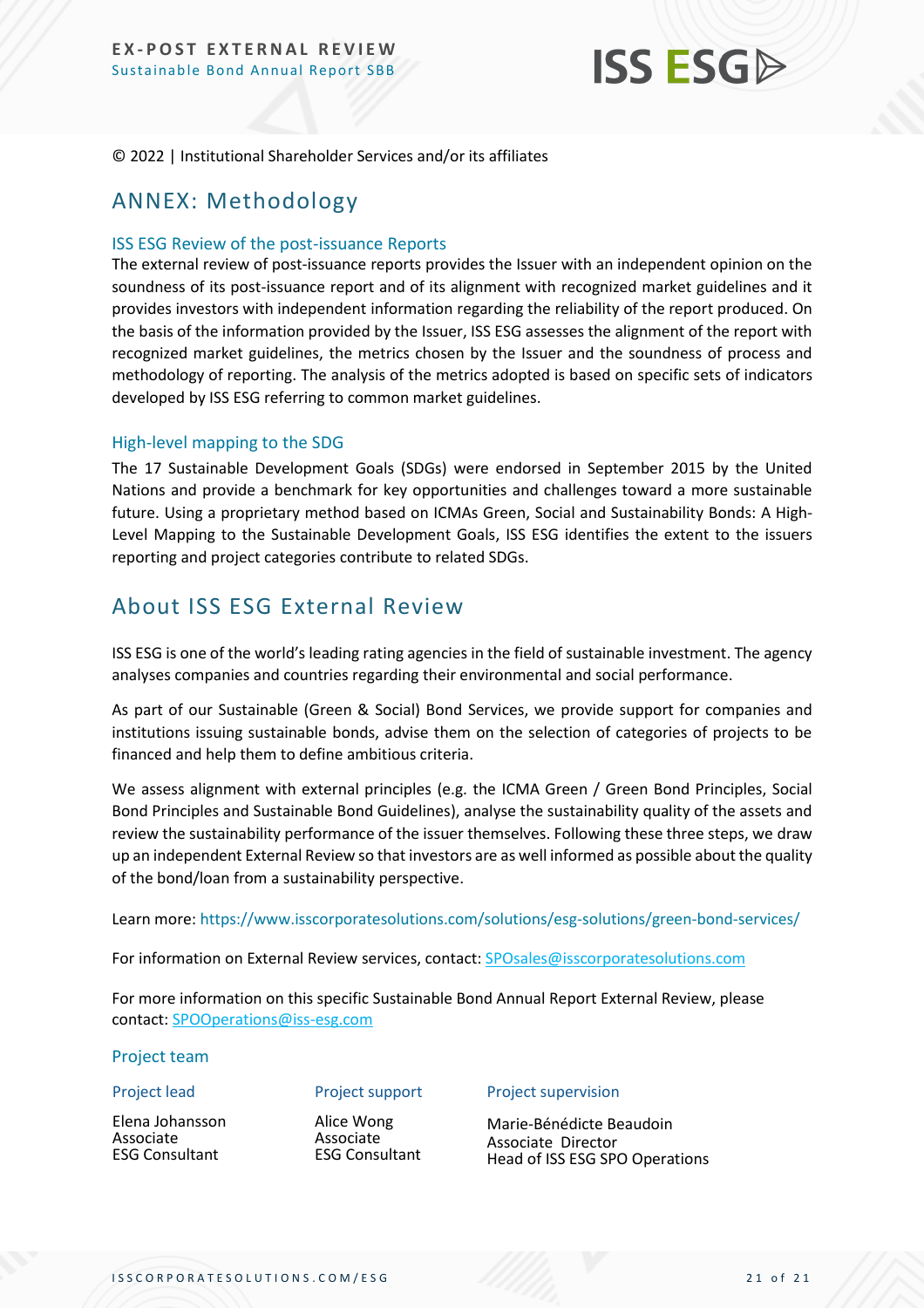© 2022 | Institutional Shareholder Services and/or its affiliates

# ANNEX: Methodology

### ISS ESG Review of the post-issuance Reports

The external review of post-issuance reports provides the Issuer with an independent opinion on the soundness of its post-issuance report and of its alignment with recognized market guidelines and it provides investors with independent information regarding the reliability of the report produced. On the basis of the information provided by the Issuer, ISS ESG assesses the alignment of the report with recognized market guidelines, the metrics chosen by the Issuer and the soundness of process and methodology of reporting. The analysis of the metrics adopted is based on specific sets of indicators developed by ISS ESG referring to common market guidelines.

### High-level mapping to the SDG

The 17 Sustainable Development Goals (SDGs) were endorsed in September 2015 by the United Nations and provide a benchmark for key opportunities and challenges toward a more sustainable future. Using a proprietary method based on ICMAs Green, Social and Sustainability Bonds: A High-Level Mapping to the Sustainable Development Goals, ISS ESG identifies the extent to the issuers reporting and project categories contribute to related SDGs.

# About ISS ESG External Review

ISS ESG is one of the world's leading rating agencies in the field of sustainable investment. The agency analyses companies and countries regarding their environmental and social performance.

As part of our Sustainable (Green & Social) Bond Services, we provide support for companies and institutions issuing sustainable bonds, advise them on the selection of categories of projects to be financed and help them to define ambitious criteria.

We assess alignment with external principles (e.g. the ICMA Green / Green Bond Principles, Social Bond Principles and Sustainable Bond Guidelines), analyse the sustainability quality of the assets and review the sustainability performance of the issuer themselves. Following these three steps, we draw up an independent External Review so that investors are as well informed as possible about the quality of the bond/loan from a sustainability perspective.

Learn more: https://www.isscorporatesolutions.com/solutions/esg-solutions/green-bond-services/

For information on External Review services, contact: SPOsales@isscorporatesolutions.com

For more information on this specific Sustainable Bond Annual Report External Review, please contact: SPOOperations@iss-esg.com

### Project team

| Project lead | Project support | Project supervision |
|---|---|---|
| Elena Johansson<br>Associate<br>ESG Consultant | Alice Wong<br>Associate<br>ESG Consultant | Marie-Bénédicte Beaudoin<br>Associate Director<br>Head of ISS ESG SPO Operations |